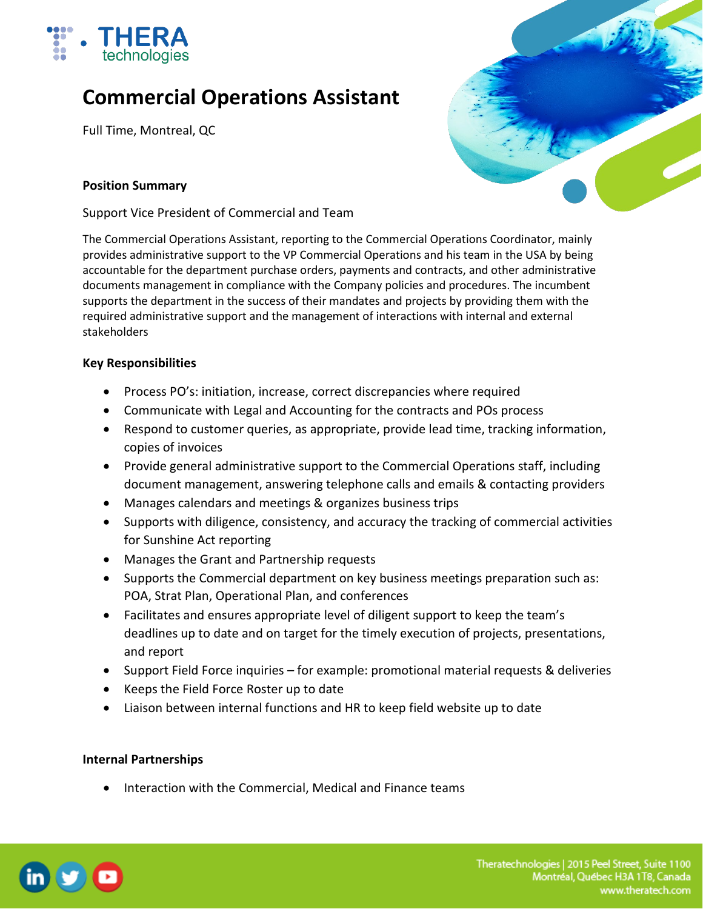# Commercial Operations Assistant

Full Time, Montreal, QC

**Position Summary**

Support Vice President of Commercial and Team

The Commercial Operations Assistant, reporting to the Commercial Operations Coordinator, mainly provides administrative support to the VP Commercial Operations and his team in the USA by being accountable for the department purchase orders, payments and contracts, and other administrative documents management in compliance with the Company policies and procedures. The incumbent supports the department in the success of their mandates and projects by providing them with the required administrative support and the management of interactions with internal and external stakeholders

**Key Responsibilities**

- Process PO's: initiation, increase, correct discrepancies where required
- Communicate with Legal and Accounting for the contracts and POs process
- Respond to customer queries, as appropriate, provide lead time, tracking information, copies of invoices
- Provide general administrative support to the Commercial Operations staff, including document management, answering telephone calls and emails & contacting providers
- Manages calendars and meetings & organizes business trips
- Supports with diligence, consistency, and accuracy the tracking of commercial activities for Sunshine Act reporting
- Manages the Grant and Partnership requests
- Supports the Commercial department on key business meetings preparation such as: POA, Strat Plan, Operational Plan, and conferences
- Facilitates and ensures appropriate level of diligent support to keep the team's deadlines up to date and on target for the timely execution of projects, presentations, and report
- Support Field Force inquiries – for example: promotional material requests & deliveries
- Keeps the Field Force Roster up to date
- Liaison between internal functions and HR to keep field website up to date

**Internal Partnerships**

- Interaction with the Commercial, Medical and Finance teams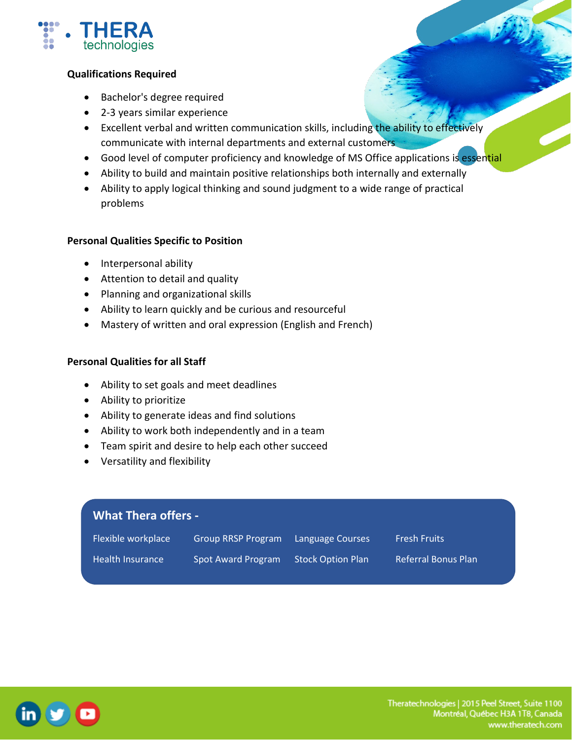**Qualifications Required**

- Bachelor's degree required
- 2-3 years similar experience
- Excellent verbal and written communication skills, including the ability to effectively communicate with internal departments and external customers
- Good level of computer proficiency and knowledge of MS Office applications is essential
- Ability to build and maintain positive relationships both internally and externally
- Ability to apply logical thinking and sound judgment to a wide range of practical problems

**Personal Qualities Specific to Position**

- Interpersonal ability
- Attention to detail and quality
- Planning and organizational skills
- Ability to learn quickly and be curious and resourceful
- Mastery of written and oral expression (English and French)

**Personal Qualities for all Staff**

- Ability to set goals and meet deadlines
- Ability to prioritize
- Ability to generate ideas and find solutions
- Ability to work both independently and in a team
- Team spirit and desire to help each other succeed
- Versatility and flexibility

**What Thera offers -**

| | | | |
|---|---|---|---|
| Flexible workplace | Group RRSP Program | Language Courses | Fresh Fruits |
| Health Insurance | Spot Award Program | Stock Option Plan | Referral Bonus Plan |

Theratechnologies | 2015 Peel Street, Suite 1100
Montréal, Québec H3A 1T8, Canada
www.theratech.com